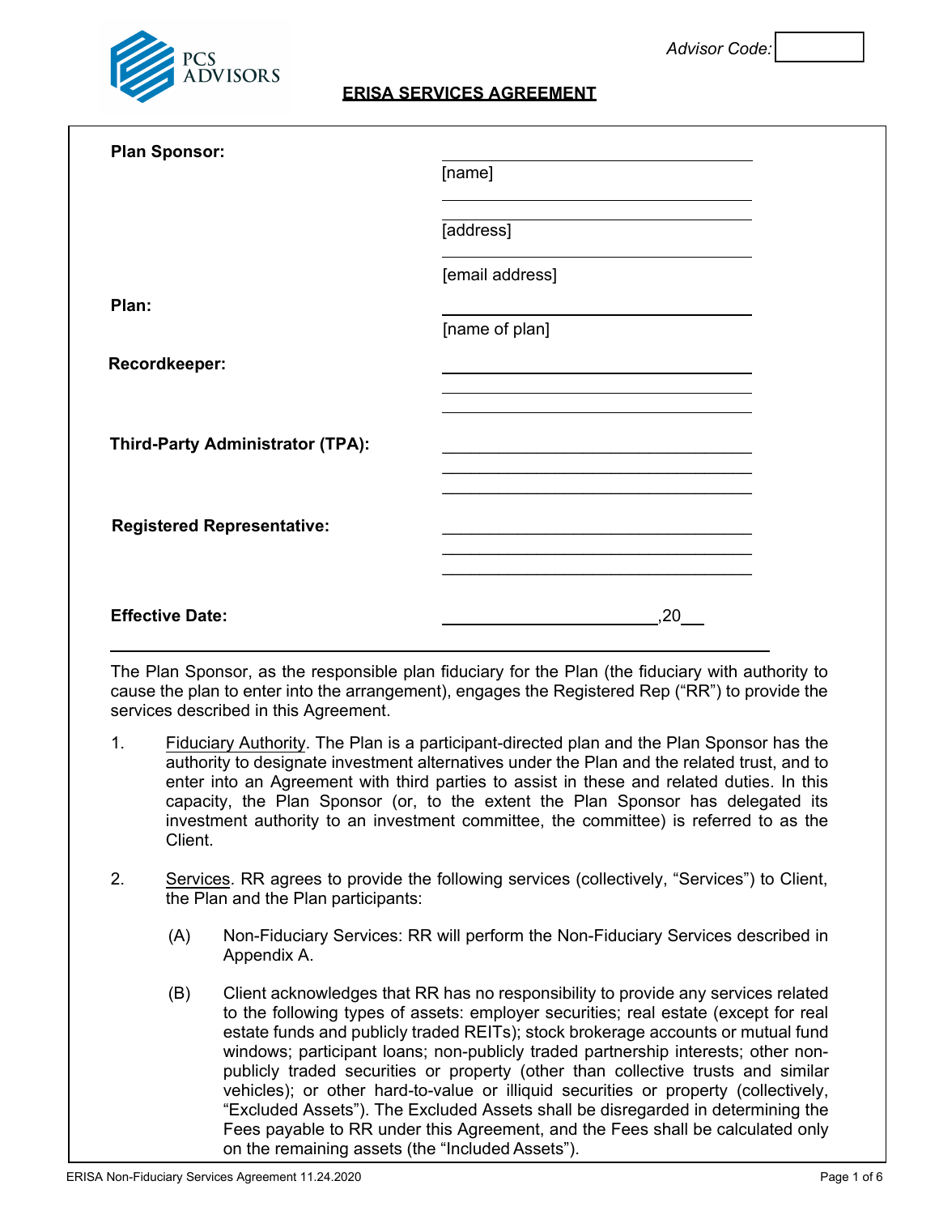PCS ADVISORS

Advisor Code: ________

# ERISA SERVICES AGREEMENT

**Plan Sponsor:** ______________________________
[name]
______________________________
[address]
______________________________
[email address]

**Plan:** ______________________________
[name of plan]

**Recordkeeper:** ______________________________

**Third-Party Administrator (TPA):** ______________________________

**Registered Representative:** ______________________________

**Effective Date:** ______________________ ,20___

---

The Plan Sponsor, as the responsible plan fiduciary for the Plan (the fiduciary with authority to cause the plan to enter into the arrangement), engages the Registered Rep ("RR") to provide the services described in this Agreement.

1. Fiduciary Authority. The Plan is a participant-directed plan and the Plan Sponsor has the authority to designate investment alternatives under the Plan and the related trust, and to enter into an Agreement with third parties to assist in these and related duties. In this capacity, the Plan Sponsor (or, to the extent the Plan Sponsor has delegated its investment authority to an investment committee, the committee) is referred to as the Client.

2. Services. RR agrees to provide the following services (collectively, "Services") to Client, the Plan and the Plan participants:

   (A) Non-Fiduciary Services: RR will perform the Non-Fiduciary Services described in Appendix A.

   (B) Client acknowledges that RR has no responsibility to provide any services related to the following types of assets: employer securities; real estate (except for real estate funds and publicly traded REITs); stock brokerage accounts or mutual fund windows; participant loans; non-publicly traded partnership interests; other non-publicly traded securities or property (other than collective trusts and similar vehicles); or other hard-to-value or illiquid securities or property (collectively, "Excluded Assets"). The Excluded Assets shall be disregarded in determining the Fees payable to RR under this Agreement, and the Fees shall be calculated only on the remaining assets (the "Included Assets").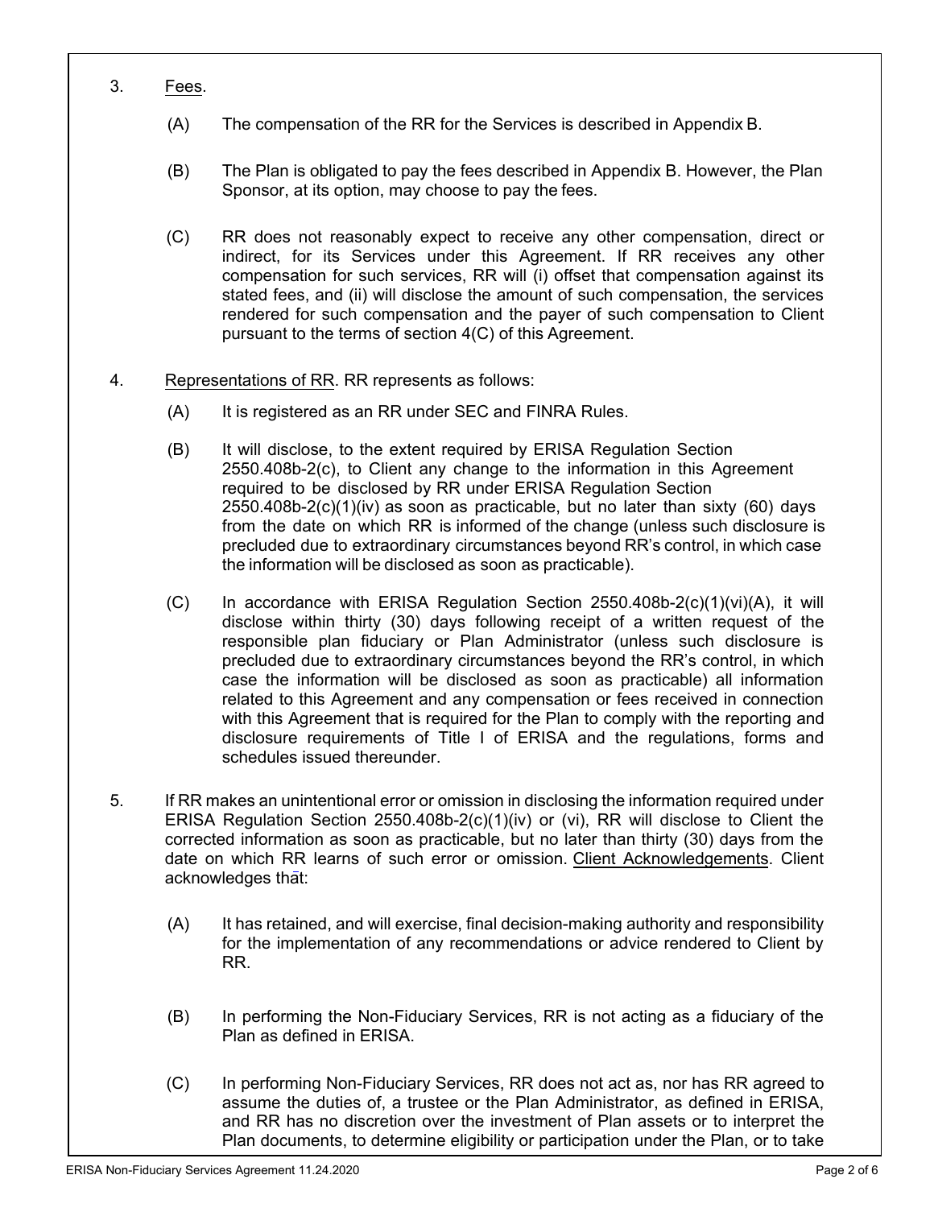3. Fees.

   (A) The compensation of the RR for the Services is described in Appendix B.

   (B) The Plan is obligated to pay the fees described in Appendix B. However, the Plan Sponsor, at its option, may choose to pay the fees.

   (C) RR does not reasonably expect to receive any other compensation, direct or indirect, for its Services under this Agreement. If RR receives any other compensation for such services, RR will (i) offset that compensation against its stated fees, and (ii) will disclose the amount of such compensation, the services rendered for such compensation and the payer of such compensation to Client pursuant to the terms of section 4(C) of this Agreement.

4. Representations of RR. RR represents as follows:

   (A) It is registered as an RR under SEC and FINRA Rules.

   (B) It will disclose, to the extent required by ERISA Regulation Section 2550.408b-2(c), to Client any change to the information in this Agreement required to be disclosed by RR under ERISA Regulation Section 2550.408b-2(c)(1)(iv) as soon as practicable, but no later than sixty (60) days from the date on which RR is informed of the change (unless such disclosure is precluded due to extraordinary circumstances beyond RR's control, in which case the information will be disclosed as soon as practicable).

   (C) In accordance with ERISA Regulation Section 2550.408b-2(c)(1)(vi)(A), it will disclose within thirty (30) days following receipt of a written request of the responsible plan fiduciary or Plan Administrator (unless such disclosure is precluded due to extraordinary circumstances beyond the RR's control, in which case the information will be disclosed as soon as practicable) all information related to this Agreement and any compensation or fees received in connection with this Agreement that is required for the Plan to comply with the reporting and disclosure requirements of Title I of ERISA and the regulations, forms and schedules issued thereunder.

5. If RR makes an unintentional error or omission in disclosing the information required under ERISA Regulation Section 2550.408b-2(c)(1)(iv) or (vi), RR will disclose to Client the corrected information as soon as practicable, but no later than thirty (30) days from the date on which RR learns of such error or omission. Client Acknowledgements. Client acknowledges that:

   (A) It has retained, and will exercise, final decision-making authority and responsibility for the implementation of any recommendations or advice rendered to Client by RR.

   (B) In performing the Non-Fiduciary Services, RR is not acting as a fiduciary of the Plan as defined in ERISA.

   (C) In performing Non-Fiduciary Services, RR does not act as, nor has RR agreed to assume the duties of, a trustee or the Plan Administrator, as defined in ERISA, and RR has no discretion over the investment of Plan assets or to interpret the Plan documents, to determine eligibility or participation under the Plan, or to take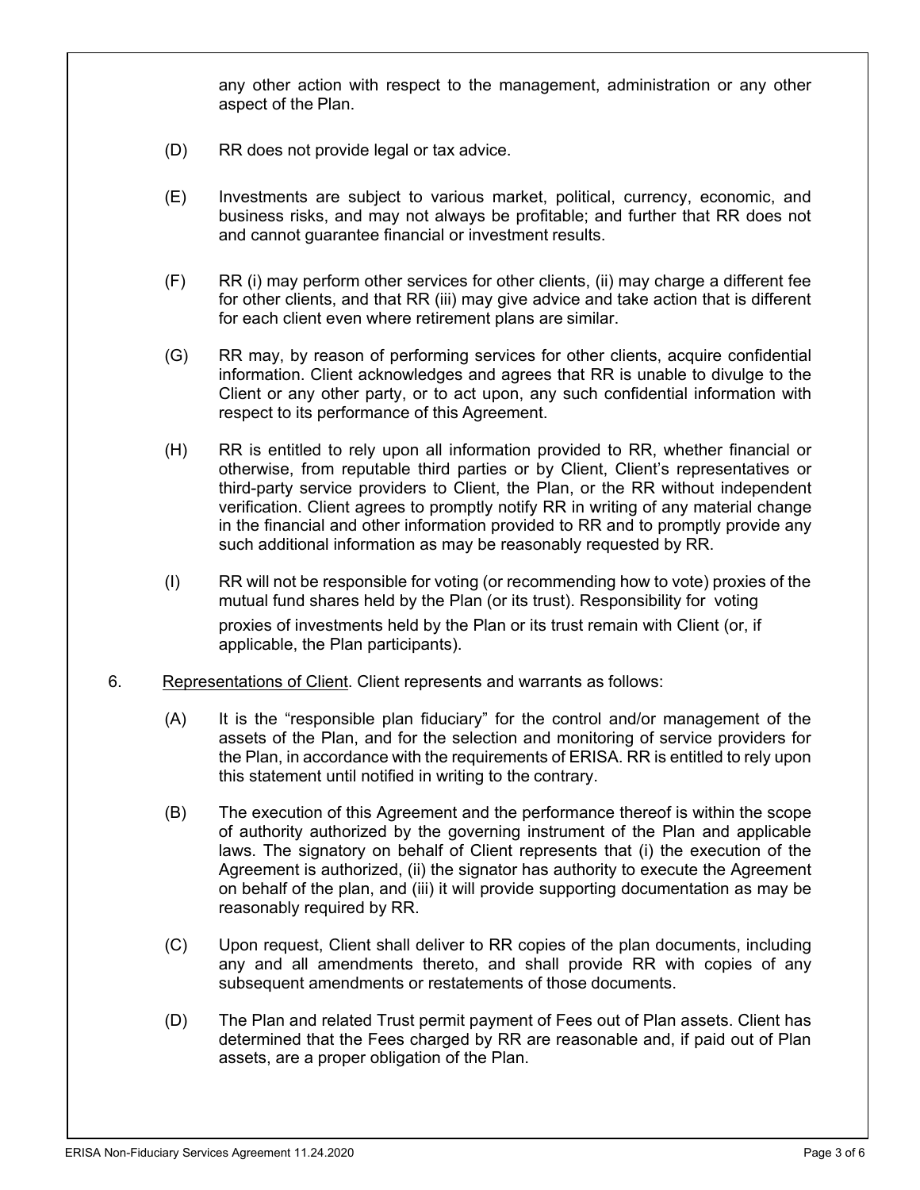any other action with respect to the management, administration or any other aspect of the Plan.

(D) RR does not provide legal or tax advice.

(E) Investments are subject to various market, political, currency, economic, and business risks, and may not always be profitable; and further that RR does not and cannot guarantee financial or investment results.

(F) RR (i) may perform other services for other clients, (ii) may charge a different fee for other clients, and that RR (iii) may give advice and take action that is different for each client even where retirement plans are similar.

(G) RR may, by reason of performing services for other clients, acquire confidential information. Client acknowledges and agrees that RR is unable to divulge to the Client or any other party, or to act upon, any such confidential information with respect to its performance of this Agreement.

(H) RR is entitled to rely upon all information provided to RR, whether financial or otherwise, from reputable third parties or by Client, Client's representatives or third-party service providers to Client, the Plan, or the RR without independent verification. Client agrees to promptly notify RR in writing of any material change in the financial and other information provided to RR and to promptly provide any such additional information as may be reasonably requested by RR.

(I) RR will not be responsible for voting (or recommending how to vote) proxies of the mutual fund shares held by the Plan (or its trust). Responsibility for voting proxies of investments held by the Plan or its trust remain with Client (or, if applicable, the Plan participants).

6. Representations of Client. Client represents and warrants as follows:

(A) It is the "responsible plan fiduciary" for the control and/or management of the assets of the Plan, and for the selection and monitoring of service providers for the Plan, in accordance with the requirements of ERISA. RR is entitled to rely upon this statement until notified in writing to the contrary.

(B) The execution of this Agreement and the performance thereof is within the scope of authority authorized by the governing instrument of the Plan and applicable laws. The signatory on behalf of Client represents that (i) the execution of the Agreement is authorized, (ii) the signator has authority to execute the Agreement on behalf of the plan, and (iii) it will provide supporting documentation as may be reasonably required by RR.

(C) Upon request, Client shall deliver to RR copies of the plan documents, including any and all amendments thereto, and shall provide RR with copies of any subsequent amendments or restatements of those documents.

(D) The Plan and related Trust permit payment of Fees out of Plan assets. Client has determined that the Fees charged by RR are reasonable and, if paid out of Plan assets, are a proper obligation of the Plan.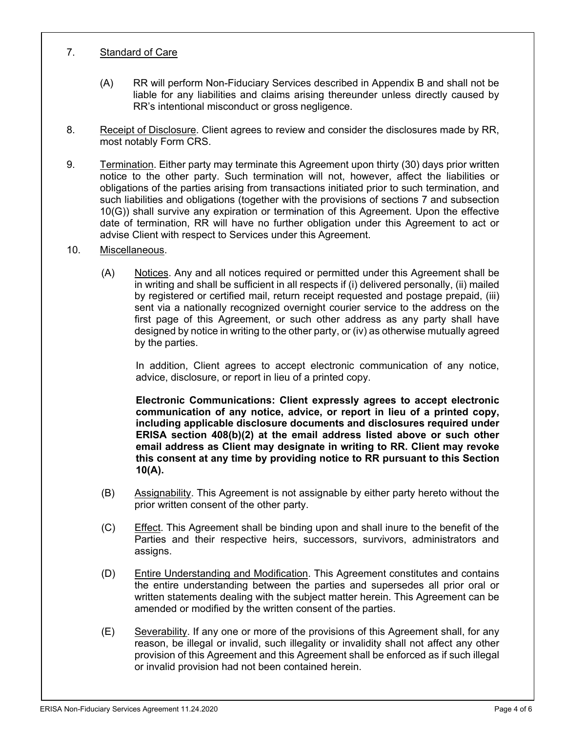7. Standard of Care

(A) RR will perform Non-Fiduciary Services described in Appendix B and shall not be liable for any liabilities and claims arising thereunder unless directly caused by RR's intentional misconduct or gross negligence.

8. Receipt of Disclosure. Client agrees to review and consider the disclosures made by RR, most notably Form CRS.

9. Termination. Either party may terminate this Agreement upon thirty (30) days prior written notice to the other party. Such termination will not, however, affect the liabilities or obligations of the parties arising from transactions initiated prior to such termination, and such liabilities and obligations (together with the provisions of sections 7 and subsection 10(G)) shall survive any expiration or termination of this Agreement. Upon the effective date of termination, RR will have no further obligation under this Agreement to act or advise Client with respect to Services under this Agreement.

10. Miscellaneous.

(A) Notices. Any and all notices required or permitted under this Agreement shall be in writing and shall be sufficient in all respects if (i) delivered personally, (ii) mailed by registered or certified mail, return receipt requested and postage prepaid, (iii) sent via a nationally recognized overnight courier service to the address on the first page of this Agreement, or such other address as any party shall have designed by notice in writing to the other party, or (iv) as otherwise mutually agreed by the parties.

In addition, Client agrees to accept electronic communication of any notice, advice, disclosure, or report in lieu of a printed copy.

**Electronic Communications: Client expressly agrees to accept electronic communication of any notice, advice, or report in lieu of a printed copy, including applicable disclosure documents and disclosures required under ERISA section 408(b)(2) at the email address listed above or such other email address as Client may designate in writing to RR. Client may revoke this consent at any time by providing notice to RR pursuant to this Section 10(A).**

(B) Assignability. This Agreement is not assignable by either party hereto without the prior written consent of the other party.

(C) Effect. This Agreement shall be binding upon and shall inure to the benefit of the Parties and their respective heirs, successors, survivors, administrators and assigns.

(D) Entire Understanding and Modification. This Agreement constitutes and contains the entire understanding between the parties and supersedes all prior oral or written statements dealing with the subject matter herein. This Agreement can be amended or modified by the written consent of the parties.

(E) Severability. If any one or more of the provisions of this Agreement shall, for any reason, be illegal or invalid, such illegality or invalidity shall not affect any other provision of this Agreement and this Agreement shall be enforced as if such illegal or invalid provision had not been contained herein.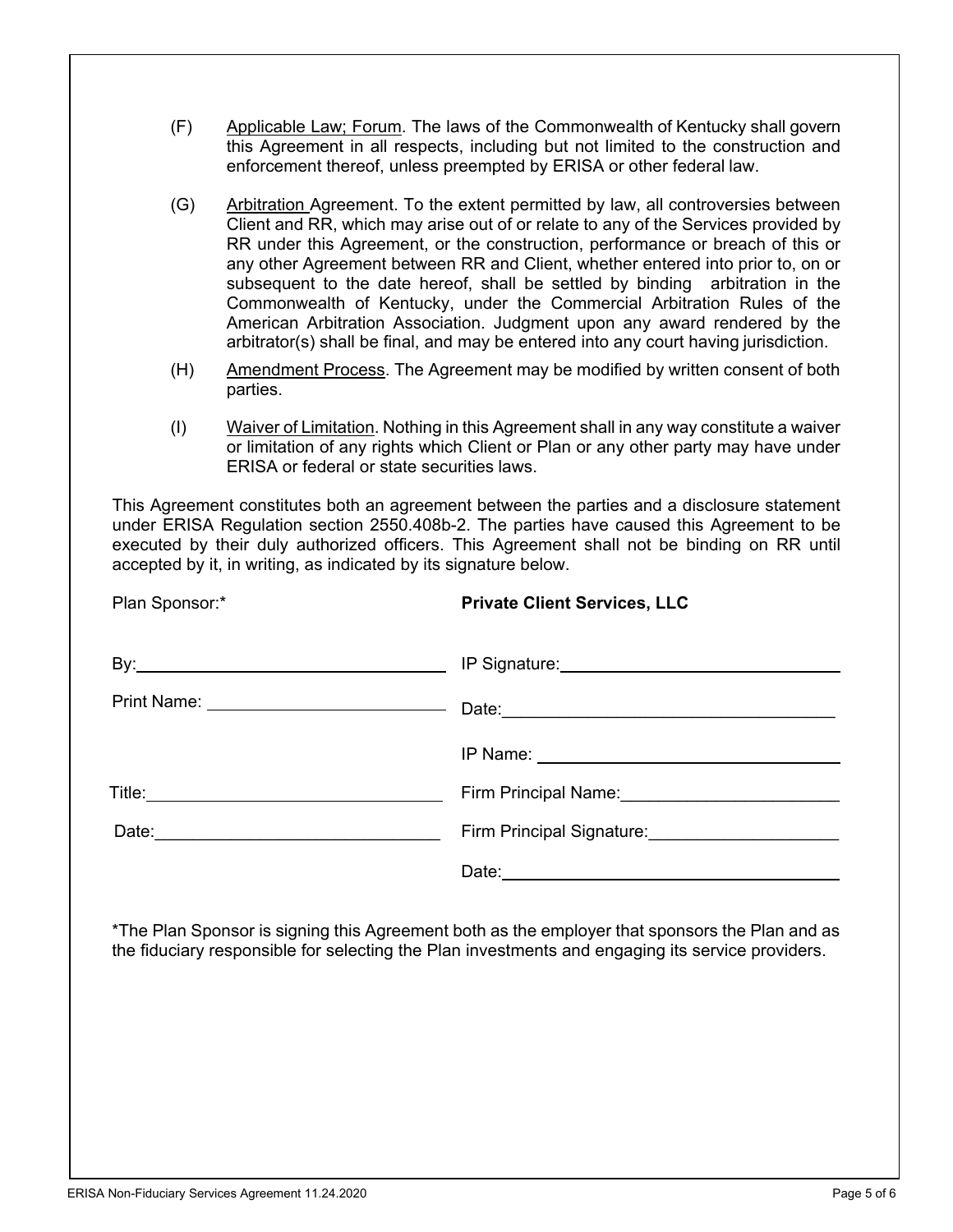(F) Applicable Law; Forum. The laws of the Commonwealth of Kentucky shall govern this Agreement in all respects, including but not limited to the construction and enforcement thereof, unless preempted by ERISA or other federal law.

(G) Arbitration Agreement. To the extent permitted by law, all controversies between Client and RR, which may arise out of or relate to any of the Services provided by RR under this Agreement, or the construction, performance or breach of this or any other Agreement between RR and Client, whether entered into prior to, on or subsequent to the date hereof, shall be settled by binding arbitration in the Commonwealth of Kentucky, under the Commercial Arbitration Rules of the American Arbitration Association. Judgment upon any award rendered by the arbitrator(s) shall be final, and may be entered into any court having jurisdiction.

(H) Amendment Process. The Agreement may be modified by written consent of both parties.

(I) Waiver of Limitation. Nothing in this Agreement shall in any way constitute a waiver or limitation of any rights which Client or Plan or any other party may have under ERISA or federal or state securities laws.

This Agreement constitutes both an agreement between the parties and a disclosure statement under ERISA Regulation section 2550.408b-2. The parties have caused this Agreement to be executed by their duly authorized officers. This Agreement shall not be binding on RR until accepted by it, in writing, as indicated by its signature below.

| Plan Sponsor:* | **Private Client Services, LLC** |
|---|---|
| By:______________________________ | IP Signature:______________________________ |
| Print Name:______________________ | Date:______________________________ |
| | IP Name:______________________________ |
| Title:______________________________ | Firm Principal Name:______________________ |
| Date:______________________________ | Firm Principal Signature:__________________ |
| | Date:______________________________ |

*The Plan Sponsor is signing this Agreement both as the employer that sponsors the Plan and as the fiduciary responsible for selecting the Plan investments and engaging its service providers.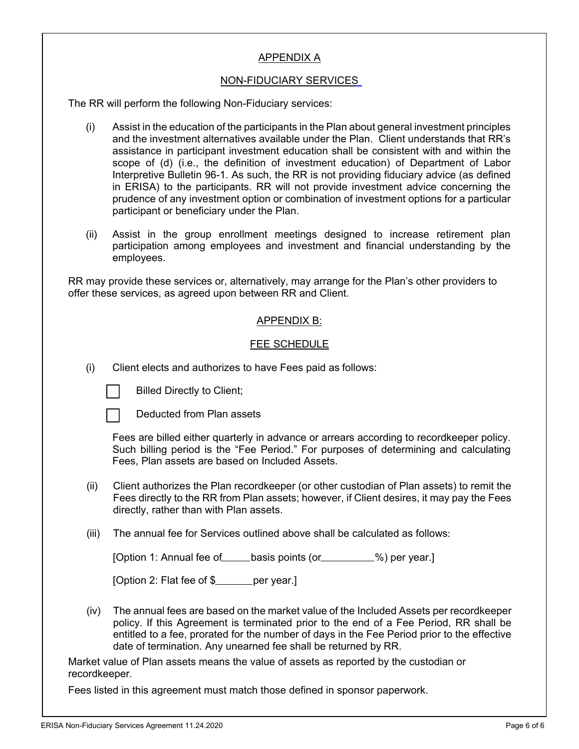## APPENDIX A

### NON-FIDUCIARY SERVICES

The RR will perform the following Non-Fiduciary services:

(i) Assist in the education of the participants in the Plan about general investment principles and the investment alternatives available under the Plan. Client understands that RR's assistance in participant investment education shall be consistent with and within the scope of (d) (i.e., the definition of investment education) of Department of Labor Interpretive Bulletin 96-1. As such, the RR is not providing fiduciary advice (as defined in ERISA) to the participants. RR will not provide investment advice concerning the prudence of any investment option or combination of investment options for a particular participant or beneficiary under the Plan.

(ii) Assist in the group enrollment meetings designed to increase retirement plan participation among employees and investment and financial understanding by the employees.

RR may provide these services or, alternatively, may arrange for the Plan's other providers to offer these services, as agreed upon between RR and Client.

## APPENDIX B:

### FEE SCHEDULE

(i) Client elects and authorizes to have Fees paid as follows:

☐ Billed Directly to Client;

☐ Deducted from Plan assets

Fees are billed either quarterly in advance or arrears according to recordkeeper policy. Such billing period is the "Fee Period." For purposes of determining and calculating Fees, Plan assets are based on Included Assets.

(ii) Client authorizes the Plan recordkeeper (or other custodian of Plan assets) to remit the Fees directly to the RR from Plan assets; however, if Client desires, it may pay the Fees directly, rather than with Plan assets.

(iii) The annual fee for Services outlined above shall be calculated as follows:

[Option 1: Annual fee of_____basis points (or__________%) per year.]

[Option 2: Flat fee of $_______per year.]

(iv) The annual fees are based on the market value of the Included Assets per recordkeeper policy. If this Agreement is terminated prior to the end of a Fee Period, RR shall be entitled to a fee, prorated for the number of days in the Fee Period prior to the effective date of termination. Any unearned fee shall be returned by RR.

Market value of Plan assets means the value of assets as reported by the custodian or recordkeeper.

Fees listed in this agreement must match those defined in sponsor paperwork.